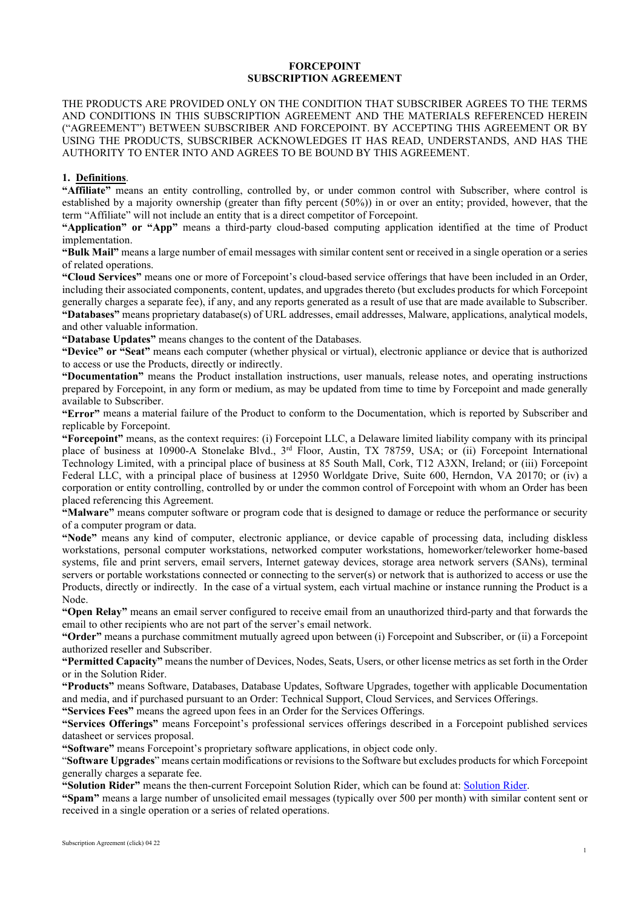# FORCEPOINT
# SUBSCRIPTION AGREEMENT

THE PRODUCTS ARE PROVIDED ONLY ON THE CONDITION THAT SUBSCRIBER AGREES TO THE TERMS AND CONDITIONS IN THIS SUBSCRIPTION AGREEMENT AND THE MATERIALS REFERENCED HEREIN ("AGREEMENT") BETWEEN SUBSCRIBER AND FORCEPOINT. BY ACCEPTING THIS AGREEMENT OR BY USING THE PRODUCTS, SUBSCRIBER ACKNOWLEDGES IT HAS READ, UNDERSTANDS, AND HAS THE AUTHORITY TO ENTER INTO AND AGREES TO BE BOUND BY THIS AGREEMENT.

**1. Definitions**.

**"Affiliate"** means an entity controlling, controlled by, or under common control with Subscriber, where control is established by a majority ownership (greater than fifty percent (50%)) in or over an entity; provided, however, that the term "Affiliate" will not include an entity that is a direct competitor of Forcepoint.

**"Application" or "App"** means a third-party cloud-based computing application identified at the time of Product implementation.

**"Bulk Mail"** means a large number of email messages with similar content sent or received in a single operation or a series of related operations.

**"Cloud Services"** means one or more of Forcepoint's cloud-based service offerings that have been included in an Order, including their associated components, content, updates, and upgrades thereto (but excludes products for which Forcepoint generally charges a separate fee), if any, and any reports generated as a result of use that are made available to Subscriber.

**"Databases"** means proprietary database(s) of URL addresses, email addresses, Malware, applications, analytical models, and other valuable information.

**"Database Updates"** means changes to the content of the Databases.

**"Device" or "Seat"** means each computer (whether physical or virtual), electronic appliance or device that is authorized to access or use the Products, directly or indirectly.

**"Documentation"** means the Product installation instructions, user manuals, release notes, and operating instructions prepared by Forcepoint, in any form or medium, as may be updated from time to time by Forcepoint and made generally available to Subscriber.

**"Error"** means a material failure of the Product to conform to the Documentation, which is reported by Subscriber and replicable by Forcepoint.

**"Forcepoint"** means, as the context requires: (i) Forcepoint LLC, a Delaware limited liability company with its principal place of business at 10900-A Stonelake Blvd., 3rd Floor, Austin, TX 78759, USA; or (ii) Forcepoint International Technology Limited, with a principal place of business at 85 South Mall, Cork, T12 A3XN, Ireland; or (iii) Forcepoint Federal LLC, with a principal place of business at 12950 Worldgate Drive, Suite 600, Herndon, VA 20170; or (iv) a corporation or entity controlling, controlled by or under the common control of Forcepoint with whom an Order has been placed referencing this Agreement.

**"Malware"** means computer software or program code that is designed to damage or reduce the performance or security of a computer program or data.

**"Node"** means any kind of computer, electronic appliance, or device capable of processing data, including diskless workstations, personal computer workstations, networked computer workstations, homeworker/teleworker home-based systems, file and print servers, email servers, Internet gateway devices, storage area network servers (SANs), terminal servers or portable workstations connected or connecting to the server(s) or network that is authorized to access or use the Products, directly or indirectly. In the case of a virtual system, each virtual machine or instance running the Product is a Node.

**"Open Relay"** means an email server configured to receive email from an unauthorized third-party and that forwards the email to other recipients who are not part of the server's email network.

**"Order"** means a purchase commitment mutually agreed upon between (i) Forcepoint and Subscriber, or (ii) a Forcepoint authorized reseller and Subscriber.

**"Permitted Capacity"** means the number of Devices, Nodes, Seats, Users, or other license metrics as set forth in the Order or in the Solution Rider.

**"Products"** means Software, Databases, Database Updates, Software Upgrades, together with applicable Documentation and media, and if purchased pursuant to an Order: Technical Support, Cloud Services, and Services Offerings.

**"Services Fees"** means the agreed upon fees in an Order for the Services Offerings.

**"Services Offerings"** means Forcepoint's professional services offerings described in a Forcepoint published services datasheet or services proposal.

**"Software"** means Forcepoint's proprietary software applications, in object code only.

"**Software Upgrades**" means certain modifications or revisions to the Software but excludes products for which Forcepoint generally charges a separate fee.

**"Solution Rider"** means the then-current Forcepoint Solution Rider, which can be found at: Solution Rider.

**"Spam"** means a large number of unsolicited email messages (typically over 500 per month) with similar content sent or received in a single operation or a series of related operations.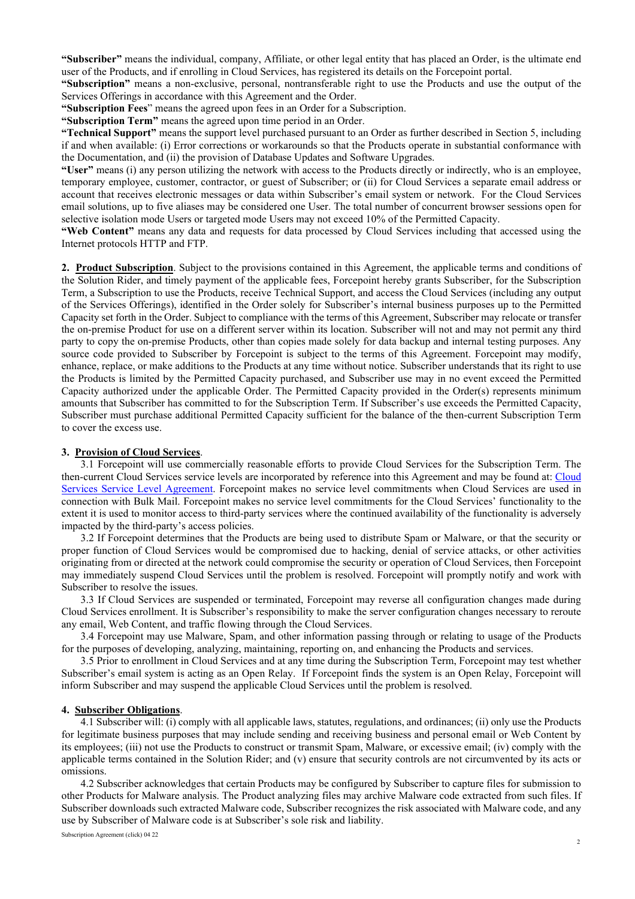**"Subscriber"** means the individual, company, Affiliate, or other legal entity that has placed an Order, is the ultimate end user of the Products, and if enrolling in Cloud Services, has registered its details on the Forcepoint portal.

**"Subscription"** means a non-exclusive, personal, nontransferable right to use the Products and use the output of the Services Offerings in accordance with this Agreement and the Order.

**"Subscription Fees"** means the agreed upon fees in an Order for a Subscription.

**"Subscription Term"** means the agreed upon time period in an Order.

**"Technical Support"** means the support level purchased pursuant to an Order as further described in Section 5, including if and when available: (i) Error corrections or workarounds so that the Products operate in substantial conformance with the Documentation, and (ii) the provision of Database Updates and Software Upgrades.

**"User"** means (i) any person utilizing the network with access to the Products directly or indirectly, who is an employee, temporary employee, customer, contractor, or guest of Subscriber; or (ii) for Cloud Services a separate email address or account that receives electronic messages or data within Subscriber's email system or network. For the Cloud Services email solutions, up to five aliases may be considered one User. The total number of concurrent browser sessions open for selective isolation mode Users or targeted mode Users may not exceed 10% of the Permitted Capacity.

**"Web Content"** means any data and requests for data processed by Cloud Services including that accessed using the Internet protocols HTTP and FTP.

**2. Product Subscription**. Subject to the provisions contained in this Agreement, the applicable terms and conditions of the Solution Rider, and timely payment of the applicable fees, Forcepoint hereby grants Subscriber, for the Subscription Term, a Subscription to use the Products, receive Technical Support, and access the Cloud Services (including any output of the Services Offerings), identified in the Order solely for Subscriber's internal business purposes up to the Permitted Capacity set forth in the Order. Subject to compliance with the terms of this Agreement, Subscriber may relocate or transfer the on-premise Product for use on a different server within its location. Subscriber will not and may not permit any third party to copy the on-premise Products, other than copies made solely for data backup and internal testing purposes. Any source code provided to Subscriber by Forcepoint is subject to the terms of this Agreement. Forcepoint may modify, enhance, replace, or make additions to the Products at any time without notice. Subscriber understands that its right to use the Products is limited by the Permitted Capacity purchased, and Subscriber use may in no event exceed the Permitted Capacity authorized under the applicable Order. The Permitted Capacity provided in the Order(s) represents minimum amounts that Subscriber has committed to for the Subscription Term. If Subscriber's use exceeds the Permitted Capacity, Subscriber must purchase additional Permitted Capacity sufficient for the balance of the then-current Subscription Term to cover the excess use.

**3. Provision of Cloud Services**.

3.1 Forcepoint will use commercially reasonable efforts to provide Cloud Services for the Subscription Term. The then-current Cloud Services service levels are incorporated by reference into this Agreement and may be found at: Cloud Services Service Level Agreement. Forcepoint makes no service level commitments when Cloud Services are used in connection with Bulk Mail. Forcepoint makes no service level commitments for the Cloud Services' functionality to the extent it is used to monitor access to third-party services where the continued availability of the functionality is adversely impacted by the third-party's access policies.

3.2 If Forcepoint determines that the Products are being used to distribute Spam or Malware, or that the security or proper function of Cloud Services would be compromised due to hacking, denial of service attacks, or other activities originating from or directed at the network could compromise the security or operation of Cloud Services, then Forcepoint may immediately suspend Cloud Services until the problem is resolved. Forcepoint will promptly notify and work with Subscriber to resolve the issues.

3.3 If Cloud Services are suspended or terminated, Forcepoint may reverse all configuration changes made during Cloud Services enrollment. It is Subscriber's responsibility to make the server configuration changes necessary to reroute any email, Web Content, and traffic flowing through the Cloud Services.

3.4 Forcepoint may use Malware, Spam, and other information passing through or relating to usage of the Products for the purposes of developing, analyzing, maintaining, reporting on, and enhancing the Products and services.

3.5 Prior to enrollment in Cloud Services and at any time during the Subscription Term, Forcepoint may test whether Subscriber's email system is acting as an Open Relay. If Forcepoint finds the system is an Open Relay, Forcepoint will inform Subscriber and may suspend the applicable Cloud Services until the problem is resolved.

**4. Subscriber Obligations**.

4.1 Subscriber will: (i) comply with all applicable laws, statutes, regulations, and ordinances; (ii) only use the Products for legitimate business purposes that may include sending and receiving business and personal email or Web Content by its employees; (iii) not use the Products to construct or transmit Spam, Malware, or excessive email; (iv) comply with the applicable terms contained in the Solution Rider; and (v) ensure that security controls are not circumvented by its acts or omissions.

4.2 Subscriber acknowledges that certain Products may be configured by Subscriber to capture files for submission to other Products for Malware analysis. The Product analyzing files may archive Malware code extracted from such files. If Subscriber downloads such extracted Malware code, Subscriber recognizes the risk associated with Malware code, and any use by Subscriber of Malware code is at Subscriber's sole risk and liability.

Subscription Agreement (click) 04 22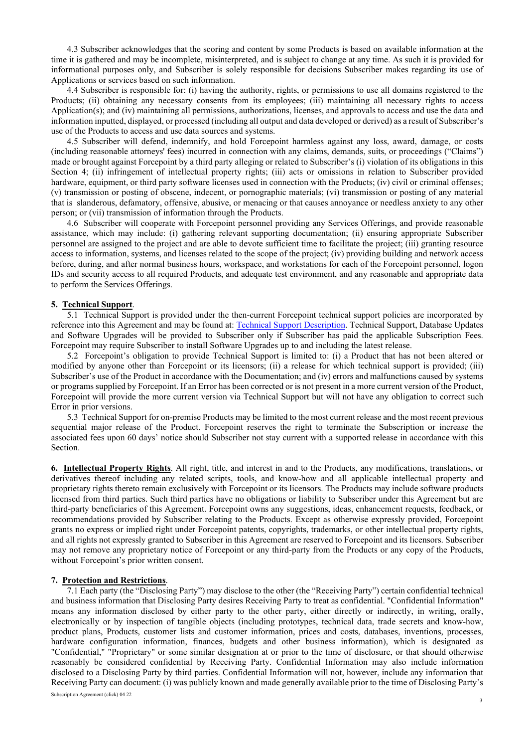4.3 Subscriber acknowledges that the scoring and content by some Products is based on available information at the time it is gathered and may be incomplete, misinterpreted, and is subject to change at any time. As such it is provided for informational purposes only, and Subscriber is solely responsible for decisions Subscriber makes regarding its use of Applications or services based on such information.

4.4 Subscriber is responsible for: (i) having the authority, rights, or permissions to use all domains registered to the Products; (ii) obtaining any necessary consents from its employees; (iii) maintaining all necessary rights to access Application(s); and (iv) maintaining all permissions, authorizations, licenses, and approvals to access and use the data and information inputted, displayed, or processed (including all output and data developed or derived) as a result of Subscriber's use of the Products to access and use data sources and systems.

4.5 Subscriber will defend, indemnify, and hold Forcepoint harmless against any loss, award, damage, or costs (including reasonable attorneys' fees) incurred in connection with any claims, demands, suits, or proceedings ("Claims") made or brought against Forcepoint by a third party alleging or related to Subscriber's (i) violation of its obligations in this Section 4; (ii) infringement of intellectual property rights; (iii) acts or omissions in relation to Subscriber provided hardware, equipment, or third party software licenses used in connection with the Products; (iv) civil or criminal offenses; (v) transmission or posting of obscene, indecent, or pornographic materials; (vi) transmission or posting of any material that is slanderous, defamatory, offensive, abusive, or menacing or that causes annoyance or needless anxiety to any other person; or (vii) transmission of information through the Products.

4.6 Subscriber will cooperate with Forcepoint personnel providing any Services Offerings, and provide reasonable assistance, which may include: (i) gathering relevant supporting documentation; (ii) ensuring appropriate Subscriber personnel are assigned to the project and are able to devote sufficient time to facilitate the project; (iii) granting resource access to information, systems, and licenses related to the scope of the project; (iv) providing building and network access before, during, and after normal business hours, workspace, and workstations for each of the Forcepoint personnel, logon IDs and security access to all required Products, and adequate test environment, and any reasonable and appropriate data to perform the Services Offerings.

**5. Technical Support**.

5.1 Technical Support is provided under the then-current Forcepoint technical support policies are incorporated by reference into this Agreement and may be found at: Technical Support Description. Technical Support, Database Updates and Software Upgrades will be provided to Subscriber only if Subscriber has paid the applicable Subscription Fees. Forcepoint may require Subscriber to install Software Upgrades up to and including the latest release.

5.2 Forcepoint's obligation to provide Technical Support is limited to: (i) a Product that has not been altered or modified by anyone other than Forcepoint or its licensors; (ii) a release for which technical support is provided; (iii) Subscriber's use of the Product in accordance with the Documentation; and (iv) errors and malfunctions caused by systems or programs supplied by Forcepoint. If an Error has been corrected or is not present in a more current version of the Product, Forcepoint will provide the more current version via Technical Support but will not have any obligation to correct such Error in prior versions.

5.3 Technical Support for on-premise Products may be limited to the most current release and the most recent previous sequential major release of the Product. Forcepoint reserves the right to terminate the Subscription or increase the associated fees upon 60 days' notice should Subscriber not stay current with a supported release in accordance with this Section.

**6. Intellectual Property Rights**. All right, title, and interest in and to the Products, any modifications, translations, or derivatives thereof including any related scripts, tools, and know-how and all applicable intellectual property and proprietary rights thereto remain exclusively with Forcepoint or its licensors. The Products may include software products licensed from third parties. Such third parties have no obligations or liability to Subscriber under this Agreement but are third-party beneficiaries of this Agreement. Forcepoint owns any suggestions, ideas, enhancement requests, feedback, or recommendations provided by Subscriber relating to the Products. Except as otherwise expressly provided, Forcepoint grants no express or implied right under Forcepoint patents, copyrights, trademarks, or other intellectual property rights, and all rights not expressly granted to Subscriber in this Agreement are reserved to Forcepoint and its licensors. Subscriber may not remove any proprietary notice of Forcepoint or any third-party from the Products or any copy of the Products, without Forcepoint's prior written consent.

**7. Protection and Restrictions**.

7.1 Each party (the "Disclosing Party") may disclose to the other (the "Receiving Party") certain confidential technical and business information that Disclosing Party desires Receiving Party to treat as confidential. "Confidential Information" means any information disclosed by either party to the other party, either directly or indirectly, in writing, orally, electronically or by inspection of tangible objects (including prototypes, technical data, trade secrets and know-how, product plans, Products, customer lists and customer information, prices and costs, databases, inventions, processes, hardware configuration information, finances, budgets and other business information), which is designated as "Confidential," "Proprietary" or some similar designation at or prior to the time of disclosure, or that should otherwise reasonably be considered confidential by Receiving Party. Confidential Information may also include information disclosed to a Disclosing Party by third parties. Confidential Information will not, however, include any information that Receiving Party can document: (i) was publicly known and made generally available prior to the time of Disclosing Party's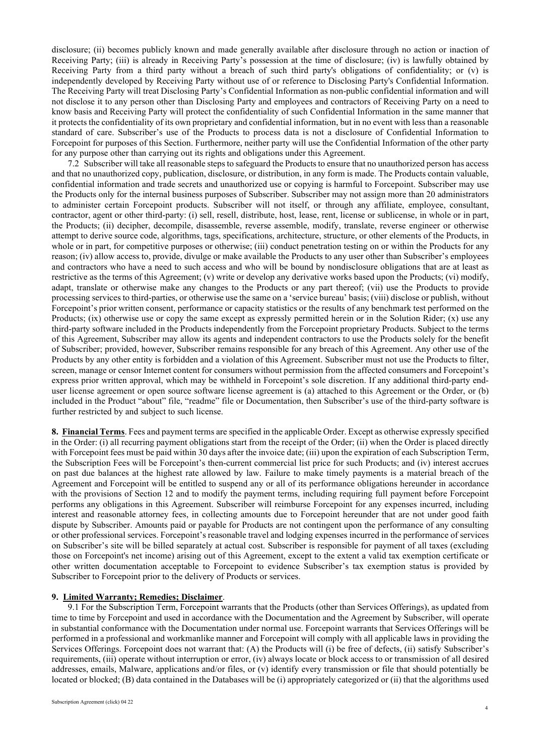disclosure; (ii) becomes publicly known and made generally available after disclosure through no action or inaction of Receiving Party; (iii) is already in Receiving Party's possession at the time of disclosure; (iv) is lawfully obtained by Receiving Party from a third party without a breach of such third party's obligations of confidentiality; or (v) is independently developed by Receiving Party without use of or reference to Disclosing Party's Confidential Information. The Receiving Party will treat Disclosing Party's Confidential Information as non-public confidential information and will not disclose it to any person other than Disclosing Party and employees and contractors of Receiving Party on a need to know basis and Receiving Party will protect the confidentiality of such Confidential Information in the same manner that it protects the confidentiality of its own proprietary and confidential information, but in no event with less than a reasonable standard of care. Subscriber's use of the Products to process data is not a disclosure of Confidential Information to Forcepoint for purposes of this Section. Furthermore, neither party will use the Confidential Information of the other party for any purpose other than carrying out its rights and obligations under this Agreement.

7.2 Subscriber will take all reasonable steps to safeguard the Products to ensure that no unauthorized person has access and that no unauthorized copy, publication, disclosure, or distribution, in any form is made. The Products contain valuable, confidential information and trade secrets and unauthorized use or copying is harmful to Forcepoint. Subscriber may use the Products only for the internal business purposes of Subscriber. Subscriber may not assign more than 20 administrators to administer certain Forcepoint products. Subscriber will not itself, or through any affiliate, employee, consultant, contractor, agent or other third-party: (i) sell, resell, distribute, host, lease, rent, license or sublicense, in whole or in part, the Products; (ii) decipher, decompile, disassemble, reverse assemble, modify, translate, reverse engineer or otherwise attempt to derive source code, algorithms, tags, specifications, architecture, structure, or other elements of the Products, in whole or in part, for competitive purposes or otherwise; (iii) conduct penetration testing on or within the Products for any reason; (iv) allow access to, provide, divulge or make available the Products to any user other than Subscriber's employees and contractors who have a need to such access and who will be bound by nondisclosure obligations that are at least as restrictive as the terms of this Agreement; (v) write or develop any derivative works based upon the Products; (vi) modify, adapt, translate or otherwise make any changes to the Products or any part thereof; (vii) use the Products to provide processing services to third-parties, or otherwise use the same on a 'service bureau' basis; (viii) disclose or publish, without Forcepoint's prior written consent, performance or capacity statistics or the results of any benchmark test performed on the Products; (ix) otherwise use or copy the same except as expressly permitted herein or in the Solution Rider; (x) use any third-party software included in the Products independently from the Forcepoint proprietary Products. Subject to the terms of this Agreement, Subscriber may allow its agents and independent contractors to use the Products solely for the benefit of Subscriber; provided, however, Subscriber remains responsible for any breach of this Agreement. Any other use of the Products by any other entity is forbidden and a violation of this Agreement. Subscriber must not use the Products to filter, screen, manage or censor Internet content for consumers without permission from the affected consumers and Forcepoint's express prior written approval, which may be withheld in Forcepoint's sole discretion. If any additional third-party end-user license agreement or open source software license agreement is (a) attached to this Agreement or the Order, or (b) included in the Product "about" file, "readme" file or Documentation, then Subscriber's use of the third-party software is further restricted by and subject to such license.

**8. Financial Terms**. Fees and payment terms are specified in the applicable Order. Except as otherwise expressly specified in the Order: (i) all recurring payment obligations start from the receipt of the Order; (ii) when the Order is placed directly with Forcepoint fees must be paid within 30 days after the invoice date; (iii) upon the expiration of each Subscription Term, the Subscription Fees will be Forcepoint's then-current commercial list price for such Products; and (iv) interest accrues on past due balances at the highest rate allowed by law. Failure to make timely payments is a material breach of the Agreement and Forcepoint will be entitled to suspend any or all of its performance obligations hereunder in accordance with the provisions of Section 12 and to modify the payment terms, including requiring full payment before Forcepoint performs any obligations in this Agreement. Subscriber will reimburse Forcepoint for any expenses incurred, including interest and reasonable attorney fees, in collecting amounts due to Forcepoint hereunder that are not under good faith dispute by Subscriber. Amounts paid or payable for Products are not contingent upon the performance of any consulting or other professional services. Forcepoint's reasonable travel and lodging expenses incurred in the performance of services on Subscriber's site will be billed separately at actual cost. Subscriber is responsible for payment of all taxes (excluding those on Forcepoint's net income) arising out of this Agreement, except to the extent a valid tax exemption certificate or other written documentation acceptable to Forcepoint to evidence Subscriber's tax exemption status is provided by Subscriber to Forcepoint prior to the delivery of Products or services.

**9. Limited Warranty; Remedies; Disclaimer**.

9.1 For the Subscription Term, Forcepoint warrants that the Products (other than Services Offerings), as updated from time to time by Forcepoint and used in accordance with the Documentation and the Agreement by Subscriber, will operate in substantial conformance with the Documentation under normal use. Forcepoint warrants that Services Offerings will be performed in a professional and workmanlike manner and Forcepoint will comply with all applicable laws in providing the Services Offerings. Forcepoint does not warrant that: (A) the Products will (i) be free of defects, (ii) satisfy Subscriber's requirements, (iii) operate without interruption or error, (iv) always locate or block access to or transmission of all desired addresses, emails, Malware, applications and/or files, or (v) identify every transmission or file that should potentially be located or blocked; (B) data contained in the Databases will be (i) appropriately categorized or (ii) that the algorithms used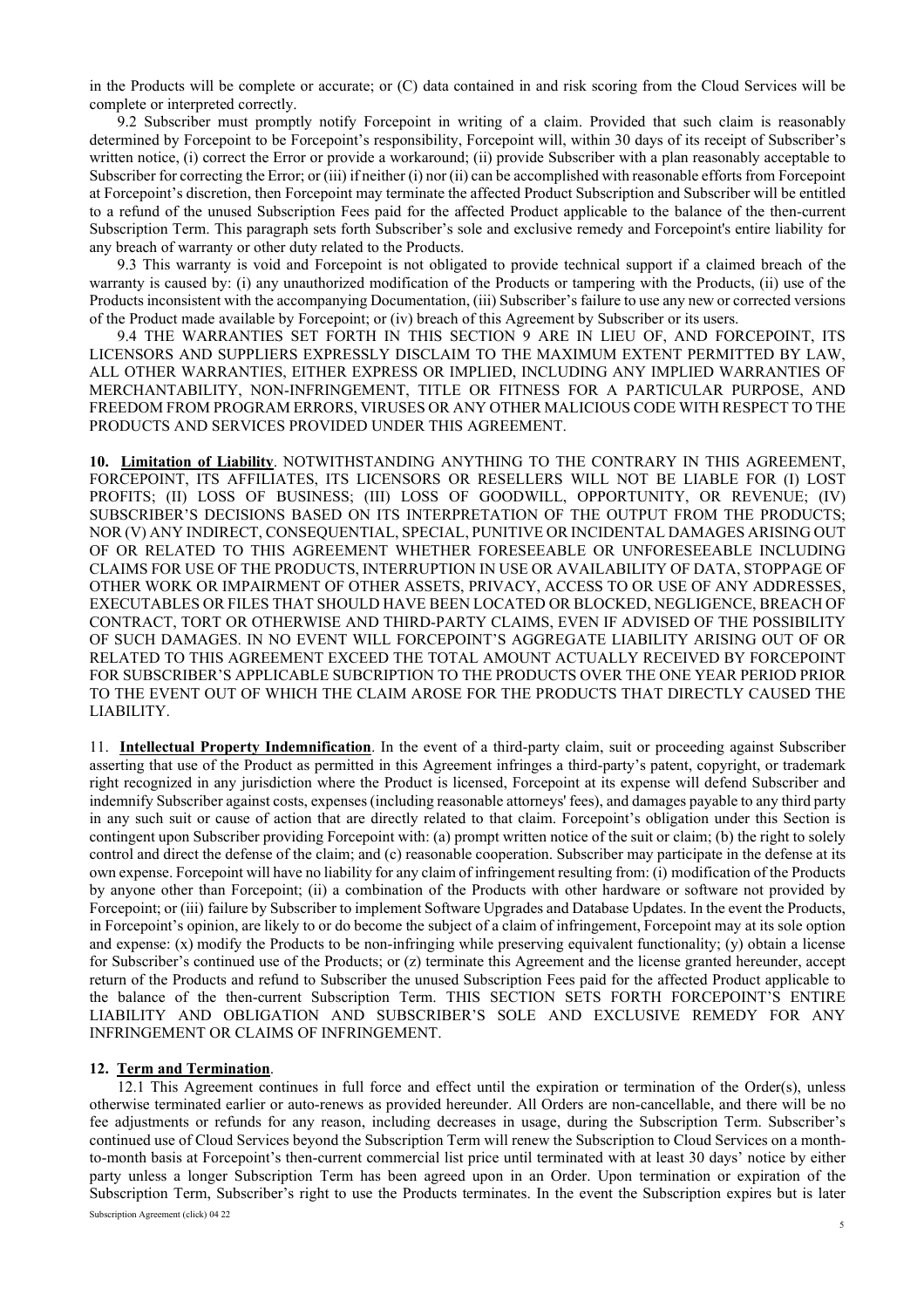in the Products will be complete or accurate; or (C) data contained in and risk scoring from the Cloud Services will be complete or interpreted correctly.

9.2 Subscriber must promptly notify Forcepoint in writing of a claim. Provided that such claim is reasonably determined by Forcepoint to be Forcepoint's responsibility, Forcepoint will, within 30 days of its receipt of Subscriber's written notice, (i) correct the Error or provide a workaround; (ii) provide Subscriber with a plan reasonably acceptable to Subscriber for correcting the Error; or (iii) if neither (i) nor (ii) can be accomplished with reasonable efforts from Forcepoint at Forcepoint's discretion, then Forcepoint may terminate the affected Product Subscription and Subscriber will be entitled to a refund of the unused Subscription Fees paid for the affected Product applicable to the balance of the then-current Subscription Term. This paragraph sets forth Subscriber's sole and exclusive remedy and Forcepoint's entire liability for any breach of warranty or other duty related to the Products.

9.3 This warranty is void and Forcepoint is not obligated to provide technical support if a claimed breach of the warranty is caused by: (i) any unauthorized modification of the Products or tampering with the Products, (ii) use of the Products inconsistent with the accompanying Documentation, (iii) Subscriber's failure to use any new or corrected versions of the Product made available by Forcepoint; or (iv) breach of this Agreement by Subscriber or its users.

9.4 THE WARRANTIES SET FORTH IN THIS SECTION 9 ARE IN LIEU OF, AND FORCEPOINT, ITS LICENSORS AND SUPPLIERS EXPRESSLY DISCLAIM TO THE MAXIMUM EXTENT PERMITTED BY LAW, ALL OTHER WARRANTIES, EITHER EXPRESS OR IMPLIED, INCLUDING ANY IMPLIED WARRANTIES OF MERCHANTABILITY, NON-INFRINGEMENT, TITLE OR FITNESS FOR A PARTICULAR PURPOSE, AND FREEDOM FROM PROGRAM ERRORS, VIRUSES OR ANY OTHER MALICIOUS CODE WITH RESPECT TO THE PRODUCTS AND SERVICES PROVIDED UNDER THIS AGREEMENT.

**10. Limitation of Liability**. NOTWITHSTANDING ANYTHING TO THE CONTRARY IN THIS AGREEMENT, FORCEPOINT, ITS AFFILIATES, ITS LICENSORS OR RESELLERS WILL NOT BE LIABLE FOR (I) LOST PROFITS; (II) LOSS OF BUSINESS; (III) LOSS OF GOODWILL, OPPORTUNITY, OR REVENUE; (IV) SUBSCRIBER'S DECISIONS BASED ON ITS INTERPRETATION OF THE OUTPUT FROM THE PRODUCTS; NOR (V) ANY INDIRECT, CONSEQUENTIAL, SPECIAL, PUNITIVE OR INCIDENTAL DAMAGES ARISING OUT OF OR RELATED TO THIS AGREEMENT WHETHER FORESEEABLE OR UNFORESEEABLE INCLUDING CLAIMS FOR USE OF THE PRODUCTS, INTERRUPTION IN USE OR AVAILABILITY OF DATA, STOPPAGE OF OTHER WORK OR IMPAIRMENT OF OTHER ASSETS, PRIVACY, ACCESS TO OR USE OF ANY ADDRESSES, EXECUTABLES OR FILES THAT SHOULD HAVE BEEN LOCATED OR BLOCKED, NEGLIGENCE, BREACH OF CONTRACT, TORT OR OTHERWISE AND THIRD-PARTY CLAIMS, EVEN IF ADVISED OF THE POSSIBILITY OF SUCH DAMAGES. IN NO EVENT WILL FORCEPOINT'S AGGREGATE LIABILITY ARISING OUT OF OR RELATED TO THIS AGREEMENT EXCEED THE TOTAL AMOUNT ACTUALLY RECEIVED BY FORCEPOINT FOR SUBSCRIBER'S APPLICABLE SUBCRIPTION TO THE PRODUCTS OVER THE ONE YEAR PERIOD PRIOR TO THE EVENT OUT OF WHICH THE CLAIM AROSE FOR THE PRODUCTS THAT DIRECTLY CAUSED THE LIABILITY.

11. **Intellectual Property Indemnification**. In the event of a third-party claim, suit or proceeding against Subscriber asserting that use of the Product as permitted in this Agreement infringes a third-party's patent, copyright, or trademark right recognized in any jurisdiction where the Product is licensed, Forcepoint at its expense will defend Subscriber and indemnify Subscriber against costs, expenses (including reasonable attorneys' fees), and damages payable to any third party in any such suit or cause of action that are directly related to that claim. Forcepoint's obligation under this Section is contingent upon Subscriber providing Forcepoint with: (a) prompt written notice of the suit or claim; (b) the right to solely control and direct the defense of the claim; and (c) reasonable cooperation. Subscriber may participate in the defense at its own expense. Forcepoint will have no liability for any claim of infringement resulting from: (i) modification of the Products by anyone other than Forcepoint; (ii) a combination of the Products with other hardware or software not provided by Forcepoint; or (iii) failure by Subscriber to implement Software Upgrades and Database Updates. In the event the Products, in Forcepoint's opinion, are likely to or do become the subject of a claim of infringement, Forcepoint may at its sole option and expense: (x) modify the Products to be non-infringing while preserving equivalent functionality; (y) obtain a license for Subscriber's continued use of the Products; or (z) terminate this Agreement and the license granted hereunder, accept return of the Products and refund to Subscriber the unused Subscription Fees paid for the affected Product applicable to the balance of the then-current Subscription Term. THIS SECTION SETS FORTH FORCEPOINT'S ENTIRE LIABILITY AND OBLIGATION AND SUBSCRIBER'S SOLE AND EXCLUSIVE REMEDY FOR ANY INFRINGEMENT OR CLAIMS OF INFRINGEMENT.

**12. Term and Termination**.

12.1 This Agreement continues in full force and effect until the expiration or termination of the Order(s), unless otherwise terminated earlier or auto-renews as provided hereunder. All Orders are non-cancellable, and there will be no fee adjustments or refunds for any reason, including decreases in usage, during the Subscription Term. Subscriber's continued use of Cloud Services beyond the Subscription Term will renew the Subscription to Cloud Services on a month-to-month basis at Forcepoint's then-current commercial list price until terminated with at least 30 days' notice by either party unless a longer Subscription Term has been agreed upon in an Order. Upon termination or expiration of the Subscription Term, Subscriber's right to use the Products terminates. In the event the Subscription expires but is later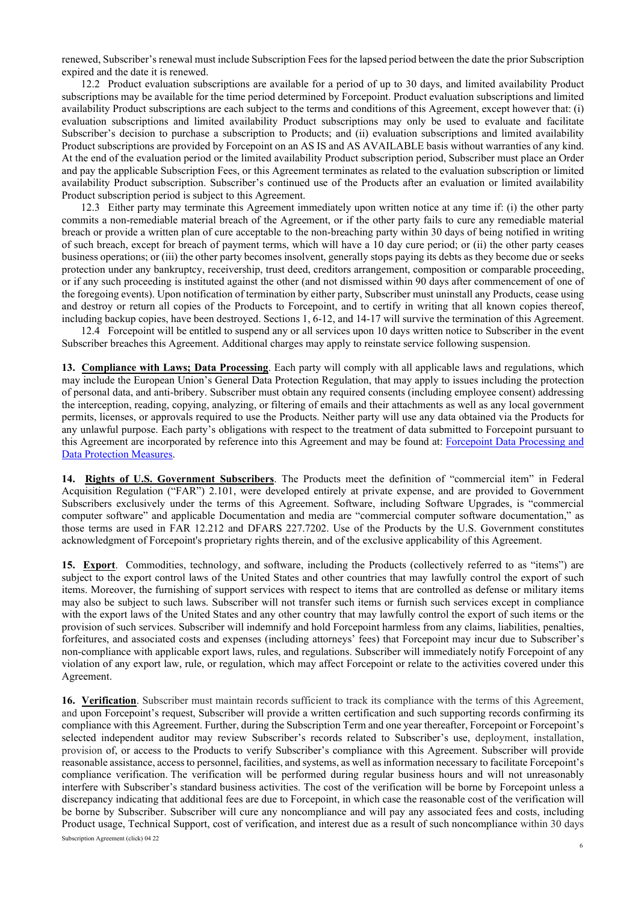renewed, Subscriber's renewal must include Subscription Fees for the lapsed period between the date the prior Subscription expired and the date it is renewed.

12.2 Product evaluation subscriptions are available for a period of up to 30 days, and limited availability Product subscriptions may be available for the time period determined by Forcepoint. Product evaluation subscriptions and limited availability Product subscriptions are each subject to the terms and conditions of this Agreement, except however that: (i) evaluation subscriptions and limited availability Product subscriptions may only be used to evaluate and facilitate Subscriber's decision to purchase a subscription to Products; and (ii) evaluation subscriptions and limited availability Product subscriptions are provided by Forcepoint on an AS IS and AS AVAILABLE basis without warranties of any kind. At the end of the evaluation period or the limited availability Product subscription period, Subscriber must place an Order and pay the applicable Subscription Fees, or this Agreement terminates as related to the evaluation subscription or limited availability Product subscription. Subscriber's continued use of the Products after an evaluation or limited availability Product subscription period is subject to this Agreement.

12.3 Either party may terminate this Agreement immediately upon written notice at any time if: (i) the other party commits a non-remediable material breach of the Agreement, or if the other party fails to cure any remediable material breach or provide a written plan of cure acceptable to the non-breaching party within 30 days of being notified in writing of such breach, except for breach of payment terms, which will have a 10 day cure period; or (ii) the other party ceases business operations; or (iii) the other party becomes insolvent, generally stops paying its debts as they become due or seeks protection under any bankruptcy, receivership, trust deed, creditors arrangement, composition or comparable proceeding, or if any such proceeding is instituted against the other (and not dismissed within 90 days after commencement of one of the foregoing events). Upon notification of termination by either party, Subscriber must uninstall any Products, cease using and destroy or return all copies of the Products to Forcepoint, and to certify in writing that all known copies thereof, including backup copies, have been destroyed. Sections 1, 6-12, and 14-17 will survive the termination of this Agreement.

12.4 Forcepoint will be entitled to suspend any or all services upon 10 days written notice to Subscriber in the event Subscriber breaches this Agreement. Additional charges may apply to reinstate service following suspension.

**13. Compliance with Laws; Data Processing**. Each party will comply with all applicable laws and regulations, which may include the European Union's General Data Protection Regulation, that may apply to issues including the protection of personal data, and anti-bribery. Subscriber must obtain any required consents (including employee consent) addressing the interception, reading, copying, analyzing, or filtering of emails and their attachments as well as any local government permits, licenses, or approvals required to use the Products. Neither party will use any data obtained via the Products for any unlawful purpose. Each party's obligations with respect to the treatment of data submitted to Forcepoint pursuant to this Agreement are incorporated by reference into this Agreement and may be found at: Forcepoint Data Processing and Data Protection Measures.

**14. Rights of U.S. Government Subscribers**. The Products meet the definition of "commercial item" in Federal Acquisition Regulation ("FAR") 2.101, were developed entirely at private expense, and are provided to Government Subscribers exclusively under the terms of this Agreement. Software, including Software Upgrades, is "commercial computer software" and applicable Documentation and media are "commercial computer software documentation," as those terms are used in FAR 12.212 and DFARS 227.7202. Use of the Products by the U.S. Government constitutes acknowledgment of Forcepoint's proprietary rights therein, and of the exclusive applicability of this Agreement.

**15. Export**. Commodities, technology, and software, including the Products (collectively referred to as "items") are subject to the export control laws of the United States and other countries that may lawfully control the export of such items. Moreover, the furnishing of support services with respect to items that are controlled as defense or military items may also be subject to such laws. Subscriber will not transfer such items or furnish such services except in compliance with the export laws of the United States and any other country that may lawfully control the export of such items or the provision of such services. Subscriber will indemnify and hold Forcepoint harmless from any claims, liabilities, penalties, forfeitures, and associated costs and expenses (including attorneys' fees) that Forcepoint may incur due to Subscriber's non-compliance with applicable export laws, rules, and regulations. Subscriber will immediately notify Forcepoint of any violation of any export law, rule, or regulation, which may affect Forcepoint or relate to the activities covered under this Agreement.

**16. Verification**. Subscriber must maintain records sufficient to track its compliance with the terms of this Agreement, and upon Forcepoint's request, Subscriber will provide a written certification and such supporting records confirming its compliance with this Agreement. Further, during the Subscription Term and one year thereafter, Forcepoint or Forcepoint's selected independent auditor may review Subscriber's records related to Subscriber's use, deployment, installation, provision of, or access to the Products to verify Subscriber's compliance with this Agreement. Subscriber will provide reasonable assistance, access to personnel, facilities, and systems, as well as information necessary to facilitate Forcepoint's compliance verification. The verification will be performed during regular business hours and will not unreasonably interfere with Subscriber's standard business activities. The cost of the verification will be borne by Forcepoint unless a discrepancy indicating that additional fees are due to Forcepoint, in which case the reasonable cost of the verification will be borne by Subscriber. Subscriber will cure any noncompliance and will pay any associated fees and costs, including Product usage, Technical Support, cost of verification, and interest due as a result of such noncompliance within 30 days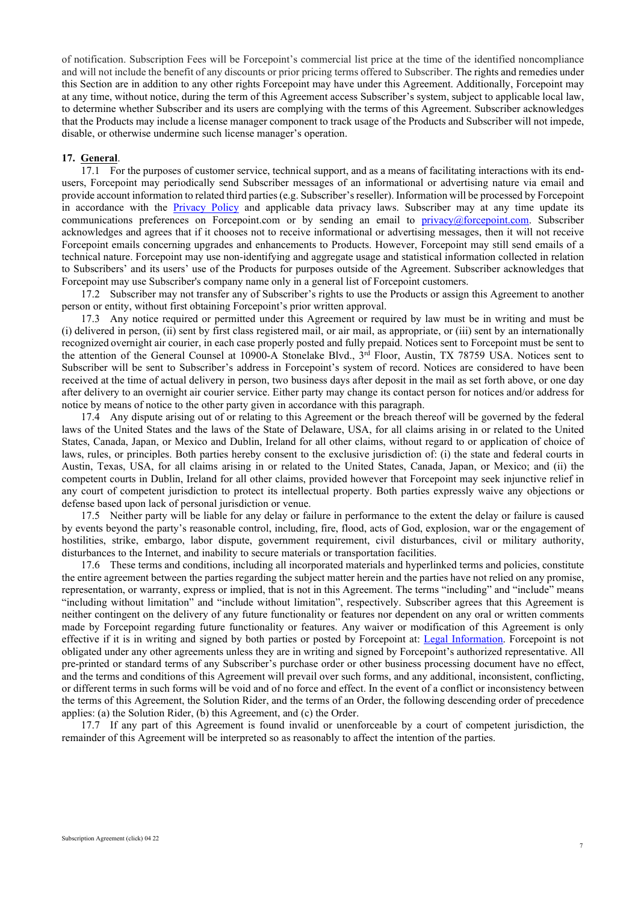of notification. Subscription Fees will be Forcepoint's commercial list price at the time of the identified noncompliance and will not include the benefit of any discounts or prior pricing terms offered to Subscriber. The rights and remedies under this Section are in addition to any other rights Forcepoint may have under this Agreement. Additionally, Forcepoint may at any time, without notice, during the term of this Agreement access Subscriber's system, subject to applicable local law, to determine whether Subscriber and its users are complying with the terms of this Agreement. Subscriber acknowledges that the Products may include a license manager component to track usage of the Products and Subscriber will not impede, disable, or otherwise undermine such license manager's operation.

**17. General**.

17.1 For the purposes of customer service, technical support, and as a means of facilitating interactions with its end-users, Forcepoint may periodically send Subscriber messages of an informational or advertising nature via email and provide account information to related third parties (e.g. Subscriber's reseller). Information will be processed by Forcepoint in accordance with the Privacy Policy and applicable data privacy laws. Subscriber may at any time update its communications preferences on Forcepoint.com or by sending an email to privacy@forcepoint.com. Subscriber acknowledges and agrees that if it chooses not to receive informational or advertising messages, then it will not receive Forcepoint emails concerning upgrades and enhancements to Products. However, Forcepoint may still send emails of a technical nature. Forcepoint may use non-identifying and aggregate usage and statistical information collected in relation to Subscribers' and its users' use of the Products for purposes outside of the Agreement. Subscriber acknowledges that Forcepoint may use Subscriber's company name only in a general list of Forcepoint customers.

17.2 Subscriber may not transfer any of Subscriber's rights to use the Products or assign this Agreement to another person or entity, without first obtaining Forcepoint's prior written approval.

17.3 Any notice required or permitted under this Agreement or required by law must be in writing and must be (i) delivered in person, (ii) sent by first class registered mail, or air mail, as appropriate, or (iii) sent by an internationally recognized overnight air courier, in each case properly posted and fully prepaid. Notices sent to Forcepoint must be sent to the attention of the General Counsel at 10900-A Stonelake Blvd., 3rd Floor, Austin, TX 78759 USA. Notices sent to Subscriber will be sent to Subscriber's address in Forcepoint's system of record. Notices are considered to have been received at the time of actual delivery in person, two business days after deposit in the mail as set forth above, or one day after delivery to an overnight air courier service. Either party may change its contact person for notices and/or address for notice by means of notice to the other party given in accordance with this paragraph.

17.4 Any dispute arising out of or relating to this Agreement or the breach thereof will be governed by the federal laws of the United States and the laws of the State of Delaware, USA, for all claims arising in or related to the United States, Canada, Japan, or Mexico and Dublin, Ireland for all other claims, without regard to or application of choice of laws, rules, or principles. Both parties hereby consent to the exclusive jurisdiction of: (i) the state and federal courts in Austin, Texas, USA, for all claims arising in or related to the United States, Canada, Japan, or Mexico; and (ii) the competent courts in Dublin, Ireland for all other claims, provided however that Forcepoint may seek injunctive relief in any court of competent jurisdiction to protect its intellectual property. Both parties expressly waive any objections or defense based upon lack of personal jurisdiction or venue.

17.5 Neither party will be liable for any delay or failure in performance to the extent the delay or failure is caused by events beyond the party's reasonable control, including, fire, flood, acts of God, explosion, war or the engagement of hostilities, strike, embargo, labor dispute, government requirement, civil disturbances, civil or military authority, disturbances to the Internet, and inability to secure materials or transportation facilities.

17.6 These terms and conditions, including all incorporated materials and hyperlinked terms and policies, constitute the entire agreement between the parties regarding the subject matter herein and the parties have not relied on any promise, representation, or warranty, express or implied, that is not in this Agreement. The terms "including" and "include" means "including without limitation" and "include without limitation", respectively. Subscriber agrees that this Agreement is neither contingent on the delivery of any future functionality or features nor dependent on any oral or written comments made by Forcepoint regarding future functionality or features. Any waiver or modification of this Agreement is only effective if it is in writing and signed by both parties or posted by Forcepoint at: Legal Information. Forcepoint is not obligated under any other agreements unless they are in writing and signed by Forcepoint's authorized representative. All pre-printed or standard terms of any Subscriber's purchase order or other business processing document have no effect, and the terms and conditions of this Agreement will prevail over such forms, and any additional, inconsistent, conflicting, or different terms in such forms will be void and of no force and effect. In the event of a conflict or inconsistency between the terms of this Agreement, the Solution Rider, and the terms of an Order, the following descending order of precedence applies: (a) the Solution Rider, (b) this Agreement, and (c) the Order.

17.7 If any part of this Agreement is found invalid or unenforceable by a court of competent jurisdiction, the remainder of this Agreement will be interpreted so as reasonably to affect the intention of the parties.